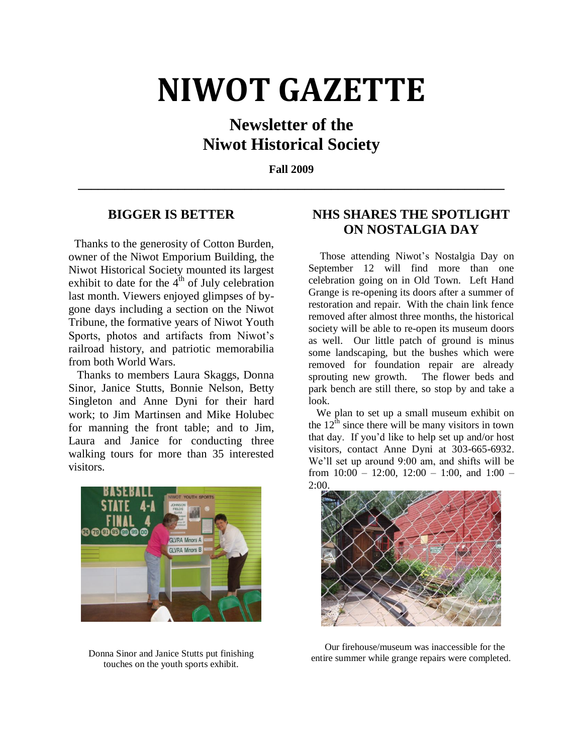# NIWOT GAZETTE

## Newsletter of the Niwot Historical Society

**Fall 2009**

---

## BIGGER IS BETTER

Thanks to the generosity of Cotton Burden, owner of the Niwot Emporium Building, the Niwot Historical Society mounted its largest exhibit to date for the 4th of July celebration last month. Viewers enjoyed glimpses of by-gone days including a section on the Niwot Tribune, the formative years of Niwot Youth Sports, photos and artifacts from Niwot's railroad history, and patriotic memorabilia from both World Wars.

Thanks to members Laura Skaggs, Donna Sinor, Janice Stutts, Bonnie Nelson, Betty Singleton and Anne Dyni for their hard work; to Jim Martinsen and Mike Holubec for manning the front table; and to Jim, Laura and Janice for conducting three walking tours for more than 35 interested visitors.

Donna Sinor and Janice Stutts put finishing touches on the youth sports exhibit.

## NHS SHARES THE SPOTLIGHT ON NOSTALGIA DAY

Those attending Niwot's Nostalgia Day on September 12 will find more than one celebration going on in Old Town. Left Hand Grange is re-opening its doors after a summer of restoration and repair. With the chain link fence removed after almost three months, the historical society will be able to re-open its museum doors as well. Our little patch of ground is minus some landscaping, but the bushes which were removed for foundation repair are already sprouting new growth. The flower beds and park bench are still there, so stop by and take a look.

We plan to set up a small museum exhibit on the 12th since there will be many visitors in town that day. If you'd like to help set up and/or host visitors, contact Anne Dyni at 303-665-6932. We'll set up around 9:00 am, and shifts will be from 10:00 – 12:00, 12:00 – 1:00, and 1:00 – 2:00.

Our firehouse/museum was inaccessible for the entire summer while grange repairs were completed.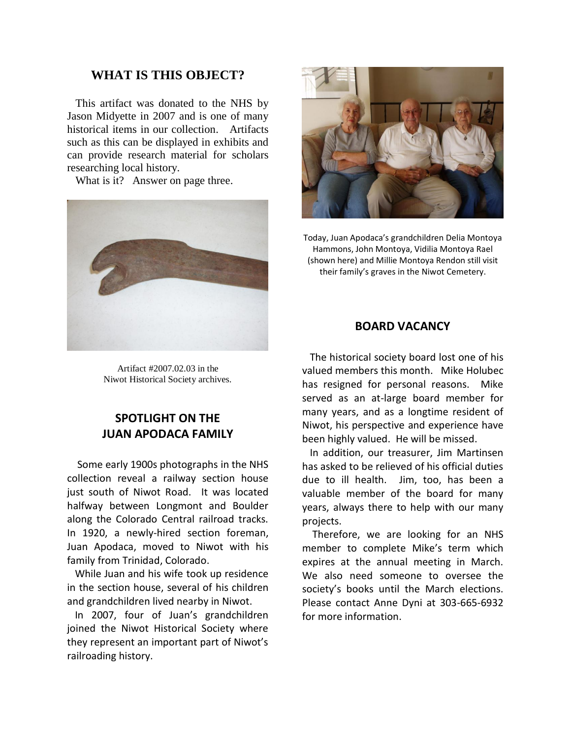## WHAT IS THIS OBJECT?

This artifact was donated to the NHS by Jason Midyette in 2007 and is one of many historical items in our collection. Artifacts such as this can be displayed in exhibits and can provide research material for scholars researching local history.

What is it? Answer on page three.

Artifact #2007.02.03 in the Niwot Historical Society archives.

## SPOTLIGHT ON THE JUAN APODACA FAMILY

Some early 1900s photographs in the NHS collection reveal a railway section house just south of Niwot Road. It was located halfway between Longmont and Boulder along the Colorado Central railroad tracks. In 1920, a newly-hired section foreman, Juan Apodaca, moved to Niwot with his family from Trinidad, Colorado.

While Juan and his wife took up residence in the section house, several of his children and grandchildren lived nearby in Niwot.

In 2007, four of Juan's grandchildren joined the Niwot Historical Society where they represent an important part of Niwot's railroading history.

Today, Juan Apodaca's grandchildren Delia Montoya Hammons, John Montoya, Vidilia Montoya Rael (shown here) and Millie Montoya Rendon still visit their family's graves in the Niwot Cemetery.

## BOARD VACANCY

The historical society board lost one of his valued members this month. Mike Holubec has resigned for personal reasons. Mike served as an at-large board member for many years, and as a longtime resident of Niwot, his perspective and experience have been highly valued. He will be missed.

In addition, our treasurer, Jim Martinsen has asked to be relieved of his official duties due to ill health. Jim, too, has been a valuable member of the board for many years, always there to help with our many projects.

Therefore, we are looking for an NHS member to complete Mike's term which expires at the annual meeting in March. We also need someone to oversee the society's books until the March elections. Please contact Anne Dyni at 303-665-6932 for more information.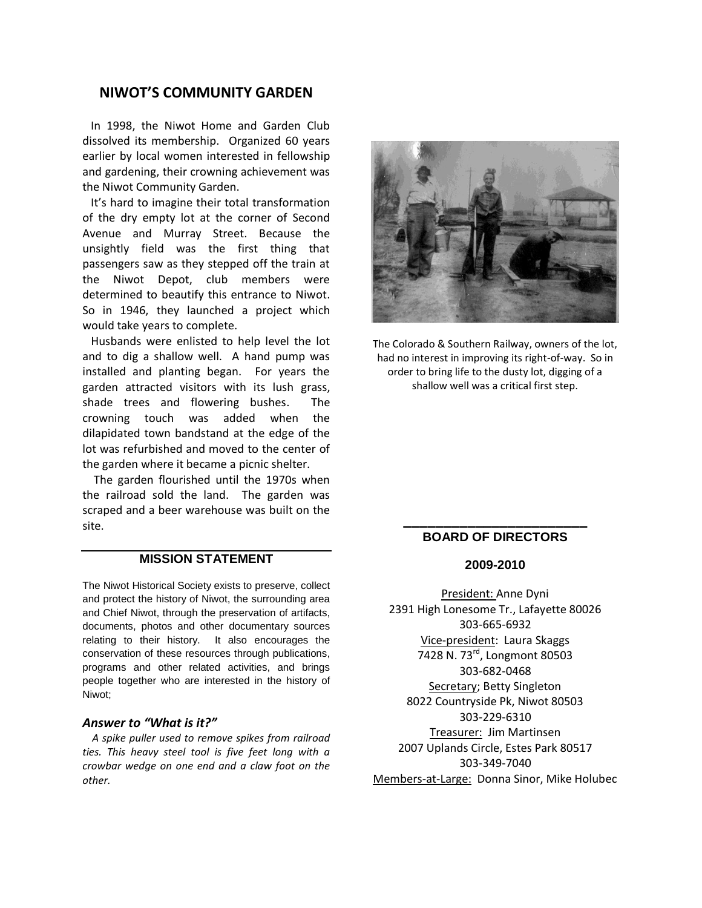## NIWOT'S COMMUNITY GARDEN

In 1998, the Niwot Home and Garden Club dissolved its membership. Organized 60 years earlier by local women interested in fellowship and gardening, their crowning achievement was the Niwot Community Garden.

It's hard to imagine their total transformation of the dry empty lot at the corner of Second Avenue and Murray Street. Because the unsightly field was the first thing that passengers saw as they stepped off the train at the Niwot Depot, club members were determined to beautify this entrance to Niwot. So in 1946, they launched a project which would take years to complete.

Husbands were enlisted to help level the lot and to dig a shallow well. A hand pump was installed and planting began. For years the garden attracted visitors with its lush grass, shade trees and flowering bushes. The crowning touch was added when the dilapidated town bandstand at the edge of the lot was refurbished and moved to the center of the garden where it became a picnic shelter.

The garden flourished until the 1970s when the railroad sold the land. The garden was scraped and a beer warehouse was built on the site.

The Colorado & Southern Railway, owners of the lot, had no interest in improving its right-of-way. So in order to bring life to the dusty lot, digging of a shallow well was a critical first step.

## MISSION STATEMENT

The Niwot Historical Society exists to preserve, collect and protect the history of Niwot, the surrounding area and Chief Niwot, through the preservation of artifacts, documents, photos and other documentary sources relating to their history. It also encourages the conservation of these resources through publications, programs and other related activities, and brings people together who are interested in the history of Niwot;

### *Answer to "What is it?"*

*A spike puller used to remove spikes from railroad ties. This heavy steel tool is five feet long with a crowbar wedge on one end and a claw foot on the other.*

## BOARD OF DIRECTORS

**2009-2010**

President: Anne Dyni
2391 High Lonesome Tr., Lafayette 80026
303-665-6932

Vice-president: Laura Skaggs
7428 N. 73rd, Longmont 80503
303-682-0468

Secretary; Betty Singleton
8022 Countryside Pk, Niwot 80503
303-229-6310

Treasurer: Jim Martinsen
2007 Uplands Circle, Estes Park 80517
303-349-7040

Members-at-Large: Donna Sinor, Mike Holubec